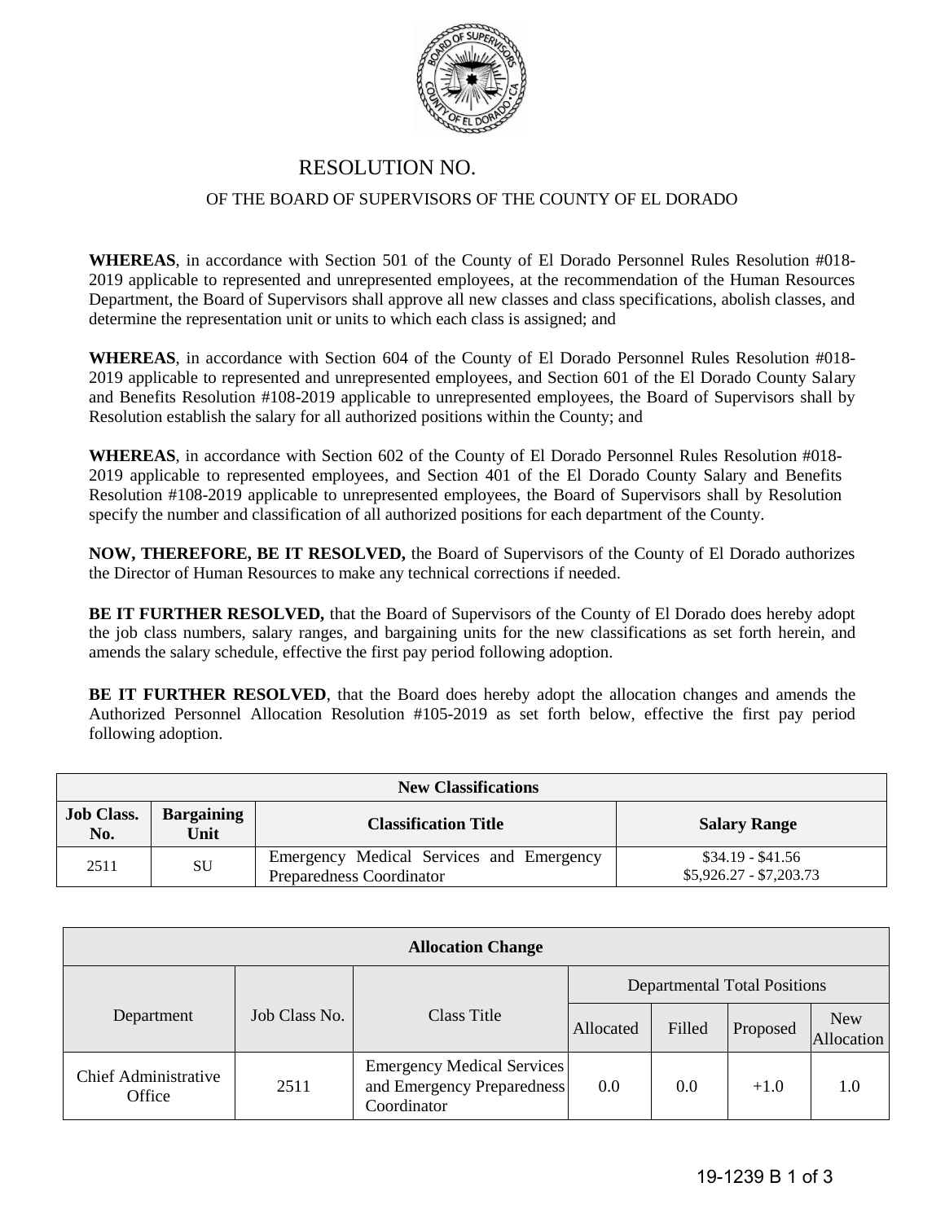# RESOLUTION NO.

## OF THE BOARD OF SUPERVISORS OF THE COUNTY OF EL DORADO

**WHEREAS**, in accordance with Section 501 of the County of El Dorado Personnel Rules Resolution #018-2019 applicable to represented and unrepresented employees, at the recommendation of the Human Resources Department, the Board of Supervisors shall approve all new classes and class specifications, abolish classes, and determine the representation unit or units to which each class is assigned; and

**WHEREAS**, in accordance with Section 604 of the County of El Dorado Personnel Rules Resolution #018-2019 applicable to represented and unrepresented employees, and Section 601 of the El Dorado County Salary and Benefits Resolution #108-2019 applicable to unrepresented employees, the Board of Supervisors shall by Resolution establish the salary for all authorized positions within the County; and

**WHEREAS**, in accordance with Section 602 of the County of El Dorado Personnel Rules Resolution #018-2019 applicable to represented employees, and Section 401 of the El Dorado County Salary and Benefits Resolution #108-2019 applicable to unrepresented employees, the Board of Supervisors shall by Resolution specify the number and classification of all authorized positions for each department of the County.

**NOW, THEREFORE, BE IT RESOLVED,** the Board of Supervisors of the County of El Dorado authorizes the Director of Human Resources to make any technical corrections if needed.

**BE IT FURTHER RESOLVED,** that the Board of Supervisors of the County of El Dorado does hereby adopt the job class numbers, salary ranges, and bargaining units for the new classifications as set forth herein, and amends the salary schedule, effective the first pay period following adoption.

**BE IT FURTHER RESOLVED**, that the Board does hereby adopt the allocation changes and amends the Authorized Personnel Allocation Resolution #105-2019 as set forth below, effective the first pay period following adoption.

| **New Classifications** | | | |
|---|---|---|---|
| **Job Class. No.** | **Bargaining Unit** | **Classification Title** | **Salary Range** |
| 2511 | SU | Emergency Medical Services and Emergency Preparedness Coordinator | $34.19 - $41.56<br>$5,926.27 - $7,203.73 |

| **Allocation Change** | | | | | | |
|---|---|---|---|---|---|---|
| Department | Job Class No. | Class Title | Departmental Total Positions | | | |
| | | | Allocated | Filled | Proposed | New Allocation |
| Chief Administrative Office | 2511 | Emergency Medical Services and Emergency Preparedness Coordinator | 0.0 | 0.0 | +1.0 | 1.0 |

19-1239 B 1 of 3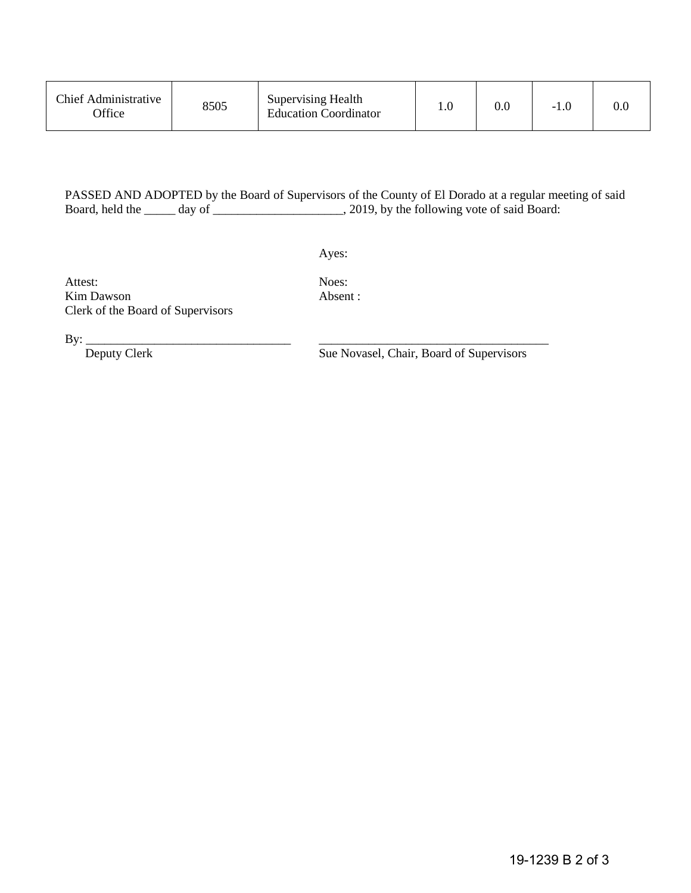| Chief Administrative Office | 8505 | Supervising Health Education Coordinator | 1.0 | 0.0 | -1.0 | 0.0 |
|---|---|---|---|---|---|---|

PASSED AND ADOPTED by the Board of Supervisors of the County of El Dorado at a regular meeting of said Board, held the _____ day of _____________________, 2019, by the following vote of said Board:

Ayes:

Noes:
Absent :

Attest:
Kim Dawson
Clerk of the Board of Supervisors

By: _________________________________
Deputy Clerk

_____________________________________
Sue Novasel, Chair, Board of Supervisors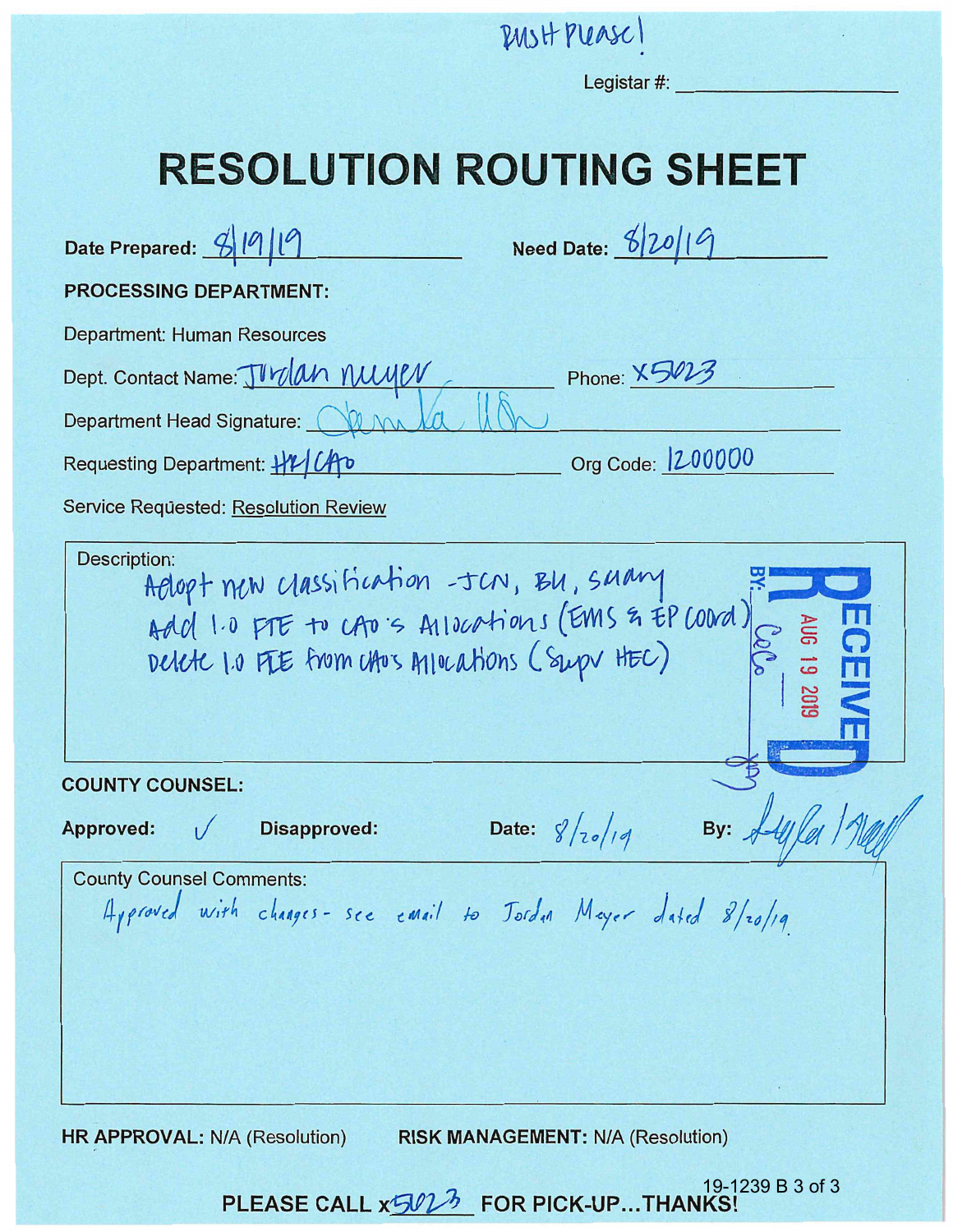RUSH Please!

Legistar #: \_\_\_\_\_\_\_\_\_\_\_\_\_\_\_\_\_\_

# RESOLUTION ROUTING SHEET

**Date Prepared:** 8/19/19 **Need Date:** 8/20/19

**PROCESSING DEPARTMENT:**

Department: Human Resources

Dept. Contact Name: Jordan Meyer Phone: x5023

Department Head Signature: [signature]

Requesting Department: HR/CAO Org Code: 1200000

Service Requested: Resolution Review

Description:
Adopt new classification - JCN, BU, salary
Add 1.0 FTE to CAO's Allocations (EMS & EP Coord)
Delete 1.0 FTE from CAO's Allocations (Supv HEC)

RECEIVED AUG 19 2019 BY: CoCo

**COUNTY COUNSEL:**

**Approved:** ✓ **Disapproved:** **Date:** 8/20/19 **By:** [signature]

County Counsel Comments:
Approved with changes - see email to Jordan Meyer dated 8/20/19.

**HR APPROVAL:** N/A (Resolution) **RISK MANAGEMENT:** N/A (Resolution)

19-1239 B

**PLEASE CALL x5023 FOR PICK-UP...THANKS!**